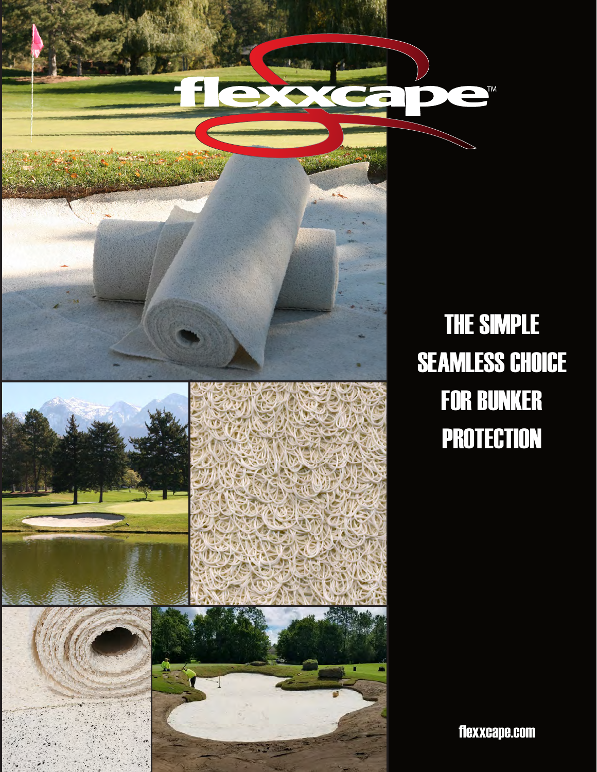# flexxcape™

## THE SIMPLE SEAMLESS CHOICE FOR BUNKER PROTECTION

flexxcape.com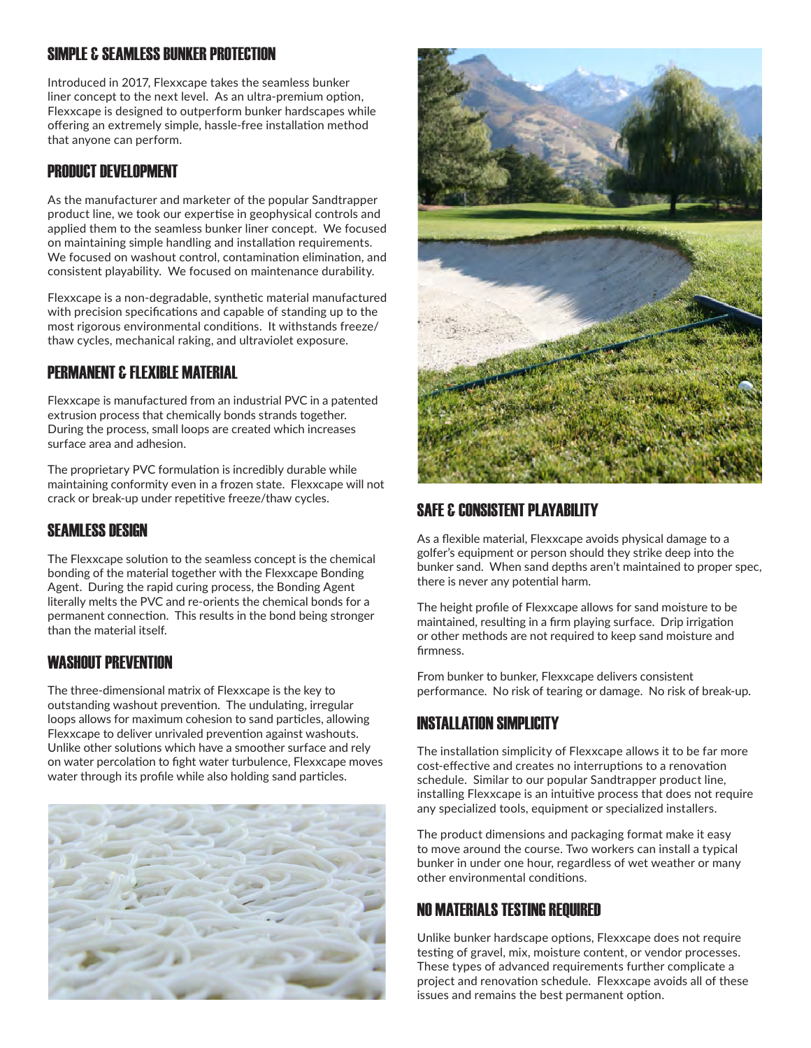## SIMPLE & SEAMLESS BUNKER PROTECTION

Introduced in 2017, Flexxcape takes the seamless bunker liner concept to the next level. As an ultra-premium option, Flexxcape is designed to outperform bunker hardscapes while offering an extremely simple, hassle-free installation method that anyone can perform.

## PRODUCT DEVELOPMENT

As the manufacturer and marketer of the popular Sandtrapper product line, we took our expertise in geophysical controls and applied them to the seamless bunker liner concept. We focused on maintaining simple handling and installation requirements. We focused on washout control, contamination elimination, and consistent playability. We focused on maintenance durability.

Flexxcape is a non-degradable, synthetic material manufactured with precision specifications and capable of standing up to the most rigorous environmental conditions. It withstands freeze/thaw cycles, mechanical raking, and ultraviolet exposure.

## PERMANENT & FLEXIBLE MATERIAL

Flexxcape is manufactured from an industrial PVC in a patented extrusion process that chemically bonds strands together. During the process, small loops are created which increases surface area and adhesion.

The proprietary PVC formulation is incredibly durable while maintaining conformity even in a frozen state. Flexxcape will not crack or break-up under repetitive freeze/thaw cycles.

## SEAMLESS DESIGN

The Flexxcape solution to the seamless concept is the chemical bonding of the material together with the Flexxcape Bonding Agent. During the rapid curing process, the Bonding Agent literally melts the PVC and re-orients the chemical bonds for a permanent connection. This results in the bond being stronger than the material itself.

## WASHOUT PREVENTION

The three-dimensional matrix of Flexxcape is the key to outstanding washout prevention. The undulating, irregular loops allows for maximum cohesion to sand particles, allowing Flexxcape to deliver unrivaled prevention against washouts. Unlike other solutions which have a smoother surface and rely on water percolation to fight water turbulence, Flexxcape moves water through its profile while also holding sand particles.

## SAFE & CONSISTENT PLAYABILITY

As a flexible material, Flexxcape avoids physical damage to a golfer's equipment or person should they strike deep into the bunker sand. When sand depths aren't maintained to proper spec, there is never any potential harm.

The height profile of Flexxcape allows for sand moisture to be maintained, resulting in a firm playing surface. Drip irrigation or other methods are not required to keep sand moisture and firmness.

From bunker to bunker, Flexxcape delivers consistent performance. No risk of tearing or damage. No risk of break-up.

## INSTALLATION SIMPLICITY

The installation simplicity of Flexxcape allows it to be far more cost-effective and creates no interruptions to a renovation schedule. Similar to our popular Sandtrapper product line, installing Flexxcape is an intuitive process that does not require any specialized tools, equipment or specialized installers.

The product dimensions and packaging format make it easy to move around the course. Two workers can install a typical bunker in under one hour, regardless of wet weather or many other environmental conditions.

## NO MATERIALS TESTING REQUIRED

Unlike bunker hardscape options, Flexxcape does not require testing of gravel, mix, moisture content, or vendor processes. These types of advanced requirements further complicate a project and renovation schedule. Flexxcape avoids all of these issues and remains the best permanent option.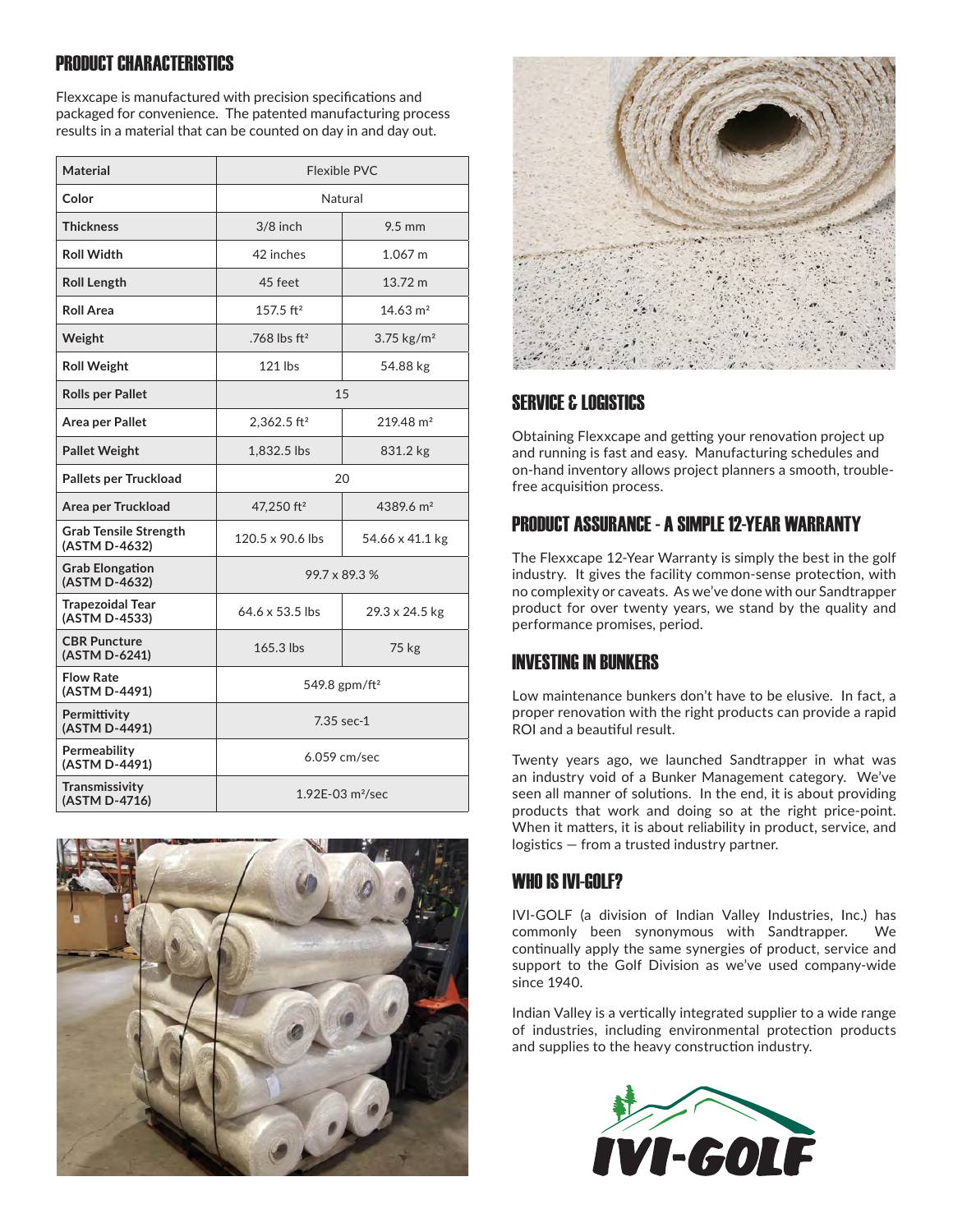## PRODUCT CHARACTERISTICS

Flexxcape is manufactured with precision specifications and packaged for convenience. The patented manufacturing process results in a material that can be counted on day in and day out.

| Material | Flexible PVC | |
|---|---|---|
| Color | Natural | |
| Thickness | 3/8 inch | 9.5 mm |
| Roll Width | 42 inches | 1.067 m |
| Roll Length | 45 feet | 13.72 m |
| Roll Area | 157.5 ft² | 14.63 m² |
| Weight | .768 lbs ft² | 3.75 kg/m² |
| Roll Weight | 121 lbs | 54.88 kg |
| Rolls per Pallet | 15 | |
| Area per Pallet | 2,362.5 ft² | 219.48 m² |
| Pallet Weight | 1,832.5 lbs | 831.2 kg |
| Pallets per Truckload | 20 | |
| Area per Truckload | 47,250 ft² | 4389.6 m² |
| Grab Tensile Strength (ASTM D-4632) | 120.5 x 90.6 lbs | 54.66 x 41.1 kg |
| Grab Elongation (ASTM D-4632) | 99.7 x 89.3 % | |
| Trapezoidal Tear (ASTM D-4533) | 64.6 x 53.5 lbs | 29.3 x 24.5 kg |
| CBR Puncture (ASTM D-6241) | 165.3 lbs | 75 kg |
| Flow Rate (ASTM D-4491) | 549.8 gpm/ft² | |
| Permittivity (ASTM D-4491) | 7.35 sec-1 | |
| Permeability (ASTM D-4491) | 6.059 cm/sec | |
| Transmissivity (ASTM D-4716) | 1.92E-03 m²/sec | |

## SERVICE & LOGISTICS

Obtaining Flexxcape and getting your renovation project up and running is fast and easy. Manufacturing schedules and on-hand inventory allows project planners a smooth, trouble-free acquisition process.

## PRODUCT ASSURANCE - A SIMPLE 12-YEAR WARRANTY

The Flexxcape 12-Year Warranty is simply the best in the golf industry. It gives the facility common-sense protection, with no complexity or caveats. As we've done with our Sandtrapper product for over twenty years, we stand by the quality and performance promises, period.

## INVESTING IN BUNKERS

Low maintenance bunkers don't have to be elusive. In fact, a proper renovation with the right products can provide a rapid ROI and a beautiful result.

Twenty years ago, we launched Sandtrapper in what was an industry void of a Bunker Management category. We've seen all manner of solutions. In the end, it is about providing products that work and doing so at the right price-point. When it matters, it is about reliability in product, service, and logistics — from a trusted industry partner.

## WHO IS IVI-GOLF?

IVI-GOLF (a division of Indian Valley Industries, Inc.) has commonly been synonymous with Sandtrapper. We continually apply the same synergies of product, service and support to the Golf Division as we've used company-wide since 1940.

Indian Valley is a vertically integrated supplier to a wide range of industries, including environmental protection products and supplies to the heavy construction industry.

IVI-GOLF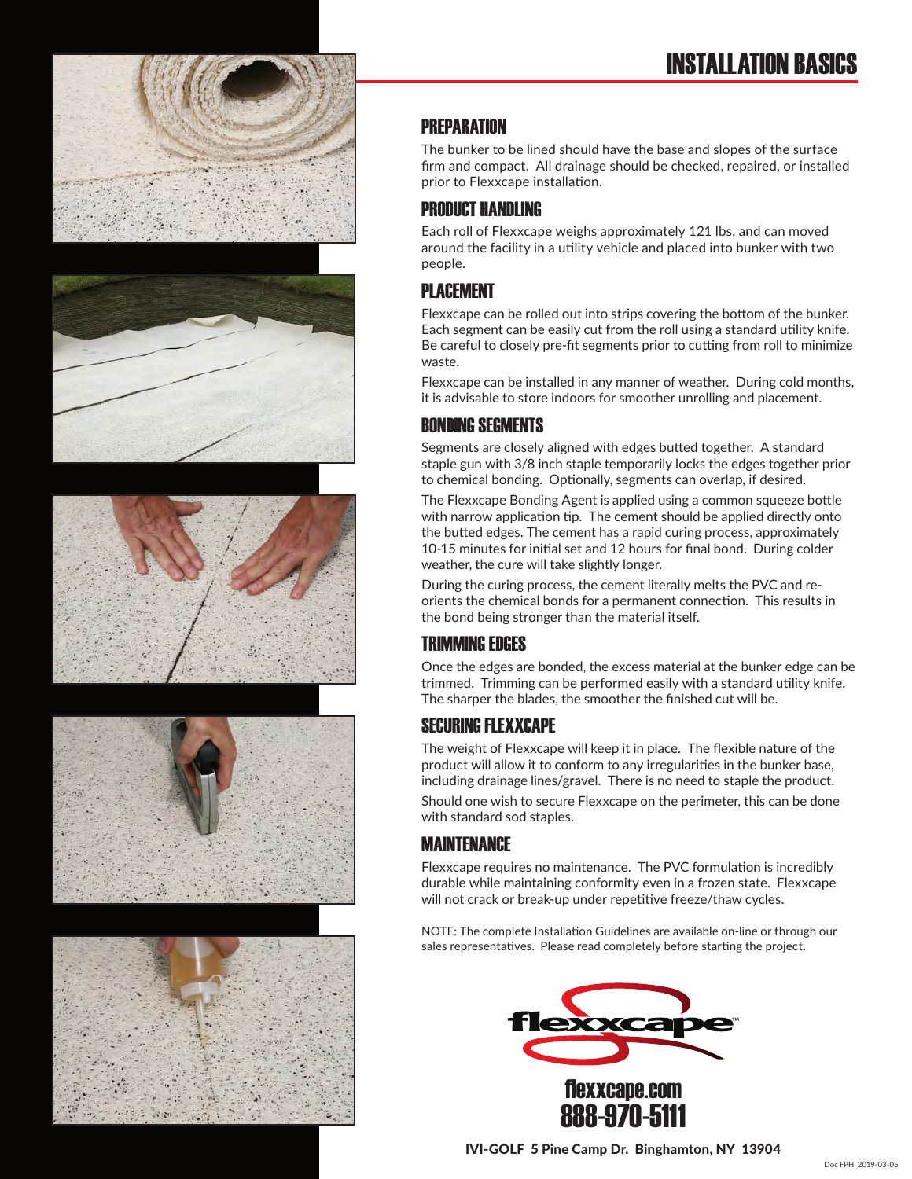# INSTALLATION BASICS

## PREPARATION

The bunker to be lined should have the base and slopes of the surface firm and compact. All drainage should be checked, repaired, or installed prior to Flexxcape installation.

## PRODUCT HANDLING

Each roll of Flexxcape weighs approximately 121 lbs. and can moved around the facility in a utility vehicle and placed into bunker with two people.

## PLACEMENT

Flexxcape can be rolled out into strips covering the bottom of the bunker. Each segment can be easily cut from the roll using a standard utility knife. Be careful to closely pre-fit segments prior to cutting from roll to minimize waste.

Flexxcape can be installed in any manner of weather. During cold months, it is advisable to store indoors for smoother unrolling and placement.

## BONDING SEGMENTS

Segments are closely aligned with edges butted together. A standard staple gun with 3/8 inch staple temporarily locks the edges together prior to chemical bonding. Optionally, segments can overlap, if desired.

The Flexxcape Bonding Agent is applied using a common squeeze bottle with narrow application tip. The cement should be applied directly onto the butted edges. The cement has a rapid curing process, approximately 10-15 minutes for initial set and 12 hours for final bond. During colder weather, the cure will take slightly longer.

During the curing process, the cement literally melts the PVC and re-orients the chemical bonds for a permanent connection. This results in the bond being stronger than the material itself.

## TRIMMING EDGES

Once the edges are bonded, the excess material at the bunker edge can be trimmed. Trimming can be performed easily with a standard utility knife. The sharper the blades, the smoother the finished cut will be.

## SECURING FLEXXCAPE

The weight of Flexxcape will keep it in place. The flexible nature of the product will allow it to conform to any irregularities in the bunker base, including drainage lines/gravel. There is no need to staple the product.

Should one wish to secure Flexxcape on the perimeter, this can be done with standard sod staples.

## MAINTENANCE

Flexxcape requires no maintenance. The PVC formulation is incredibly durable while maintaining conformity even in a frozen state. Flexxcape will not crack or break-up under repetitive freeze/thaw cycles.

NOTE: The complete Installation Guidelines are available on-line or through our sales representatives. Please read completely before starting the project.

flexxcape™

flexxcape.com
888-970-5111

**IVI-GOLF 5 Pine Camp Dr. Binghamton, NY 13904**

Doc FPH 2019-03-05